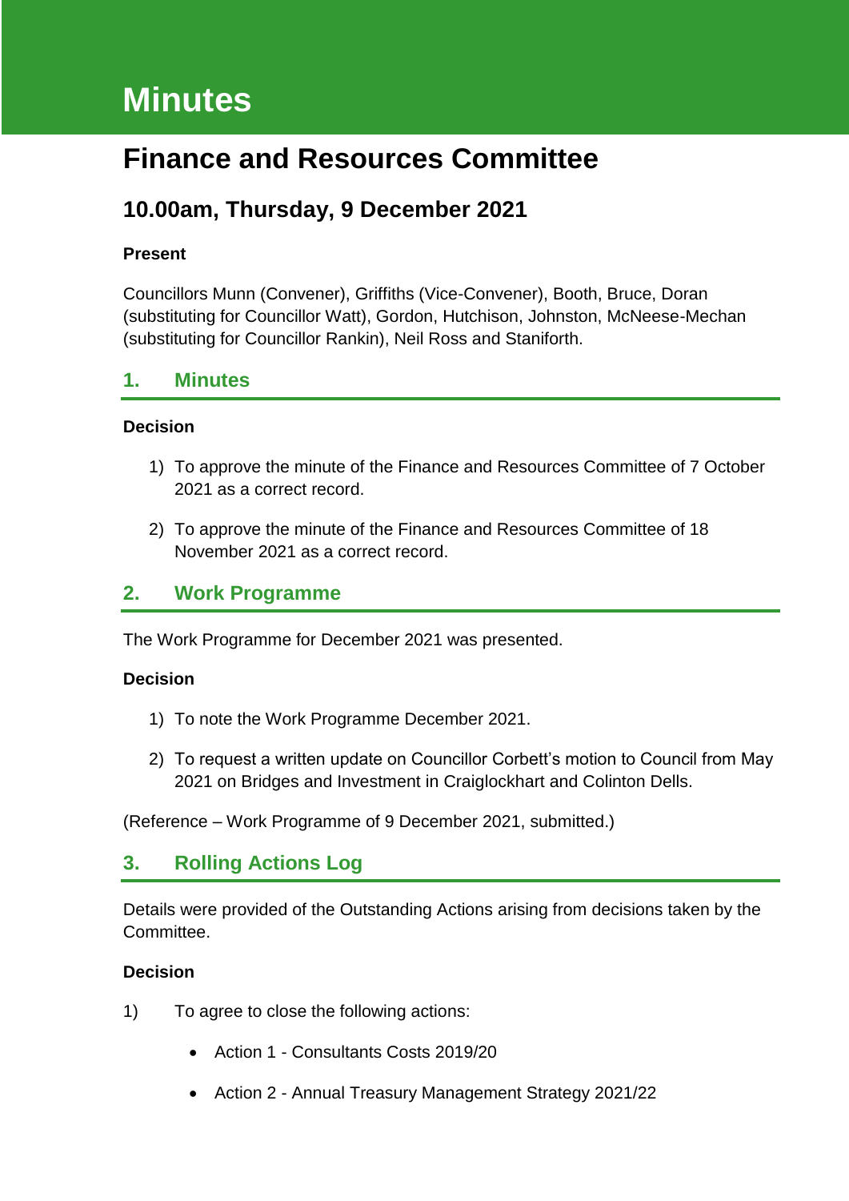# Minutes

# Finance and Resources Committee

## 10.00am, Thursday, 9 December 2021

**Present**

Councillors Munn (Convener), Griffiths (Vice-Convener), Booth, Bruce, Doran (substituting for Councillor Watt), Gordon, Hutchison, Johnston, McNeese-Mechan (substituting for Councillor Rankin), Neil Ross and Staniforth.

## 1. Minutes

**Decision**

1) To approve the minute of the Finance and Resources Committee of 7 October 2021 as a correct record.

2) To approve the minute of the Finance and Resources Committee of 18 November 2021 as a correct record.

## 2. Work Programme

The Work Programme for December 2021 was presented.

**Decision**

1) To note the Work Programme December 2021.

2) To request a written update on Councillor Corbett's motion to Council from May 2021 on Bridges and Investment in Craiglockhart and Colinton Dells.

(Reference – Work Programme of 9 December 2021, submitted.)

## 3. Rolling Actions Log

Details were provided of the Outstanding Actions arising from decisions taken by the Committee.

**Decision**

1) To agree to close the following actions:

- Action 1 - Consultants Costs 2019/20
- Action 2 - Annual Treasury Management Strategy 2021/22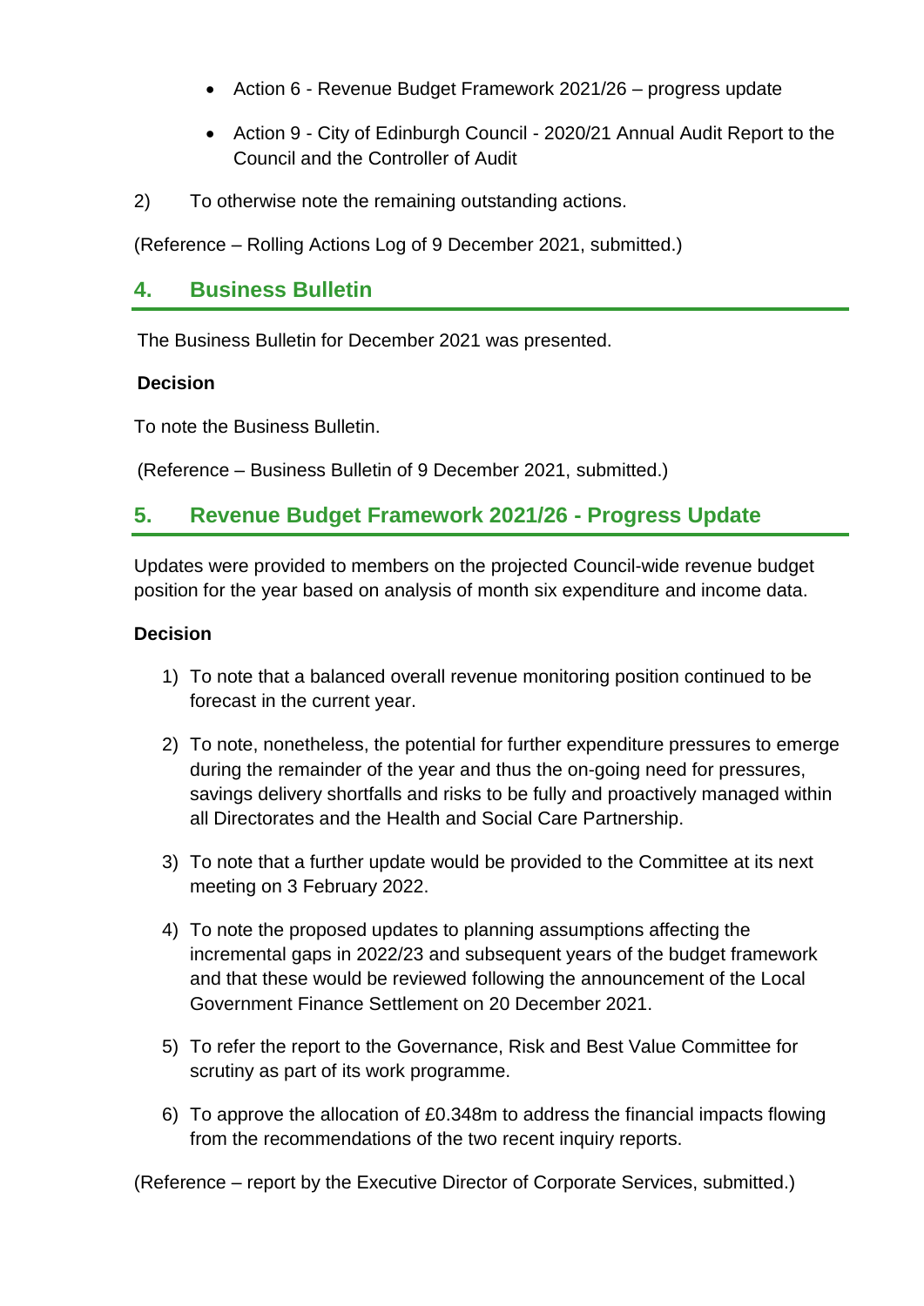- Action 6 - Revenue Budget Framework 2021/26 – progress update
- Action 9 - City of Edinburgh Council - 2020/21 Annual Audit Report to the Council and the Controller of Audit

2) To otherwise note the remaining outstanding actions.

(Reference – Rolling Actions Log of 9 December 2021, submitted.)

## 4. Business Bulletin

The Business Bulletin for December 2021 was presented.

**Decision**

To note the Business Bulletin.

(Reference – Business Bulletin of 9 December 2021, submitted.)

## 5. Revenue Budget Framework 2021/26 - Progress Update

Updates were provided to members on the projected Council-wide revenue budget position for the year based on analysis of month six expenditure and income data.

**Decision**

1) To note that a balanced overall revenue monitoring position continued to be forecast in the current year.

2) To note, nonetheless, the potential for further expenditure pressures to emerge during the remainder of the year and thus the on-going need for pressures, savings delivery shortfalls and risks to be fully and proactively managed within all Directorates and the Health and Social Care Partnership.

3) To note that a further update would be provided to the Committee at its next meeting on 3 February 2022.

4) To note the proposed updates to planning assumptions affecting the incremental gaps in 2022/23 and subsequent years of the budget framework and that these would be reviewed following the announcement of the Local Government Finance Settlement on 20 December 2021.

5) To refer the report to the Governance, Risk and Best Value Committee for scrutiny as part of its work programme.

6) To approve the allocation of £0.348m to address the financial impacts flowing from the recommendations of the two recent inquiry reports.

(Reference – report by the Executive Director of Corporate Services, submitted.)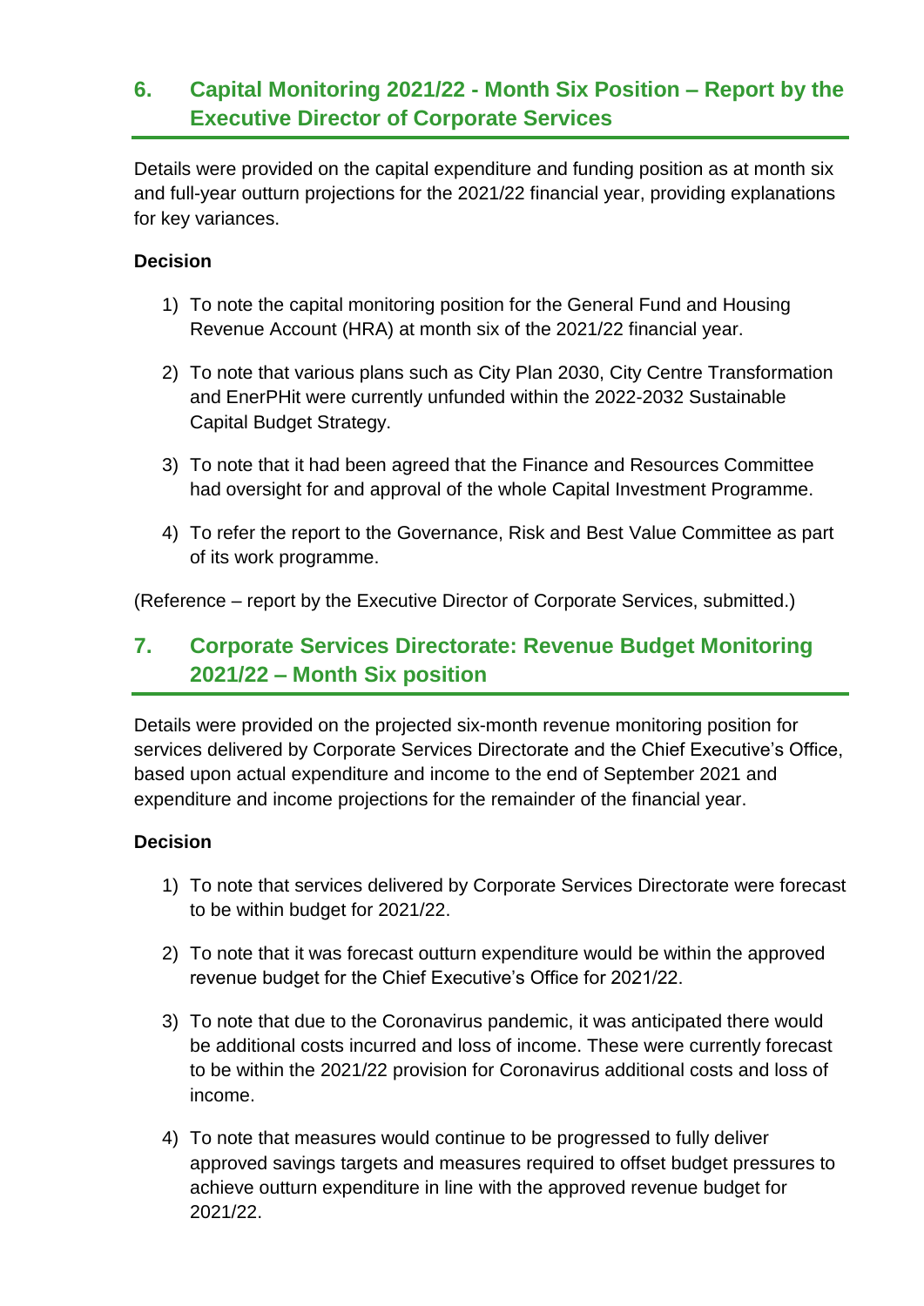## 6. Capital Monitoring 2021/22 - Month Six Position – Report by the Executive Director of Corporate Services

Details were provided on the capital expenditure and funding position as at month six and full-year outturn projections for the 2021/22 financial year, providing explanations for key variances.

**Decision**

1) To note the capital monitoring position for the General Fund and Housing Revenue Account (HRA) at month six of the 2021/22 financial year.

2) To note that various plans such as City Plan 2030, City Centre Transformation and EnerPHit were currently unfunded within the 2022-2032 Sustainable Capital Budget Strategy.

3) To note that it had been agreed that the Finance and Resources Committee had oversight for and approval of the whole Capital Investment Programme.

4) To refer the report to the Governance, Risk and Best Value Committee as part of its work programme.

(Reference – report by the Executive Director of Corporate Services, submitted.)

## 7. Corporate Services Directorate: Revenue Budget Monitoring 2021/22 – Month Six position

Details were provided on the projected six-month revenue monitoring position for services delivered by Corporate Services Directorate and the Chief Executive's Office, based upon actual expenditure and income to the end of September 2021 and expenditure and income projections for the remainder of the financial year.

**Decision**

1) To note that services delivered by Corporate Services Directorate were forecast to be within budget for 2021/22.

2) To note that it was forecast outturn expenditure would be within the approved revenue budget for the Chief Executive's Office for 2021/22.

3) To note that due to the Coronavirus pandemic, it was anticipated there would be additional costs incurred and loss of income. These were currently forecast to be within the 2021/22 provision for Coronavirus additional costs and loss of income.

4) To note that measures would continue to be progressed to fully deliver approved savings targets and measures required to offset budget pressures to achieve outturn expenditure in line with the approved revenue budget for 2021/22.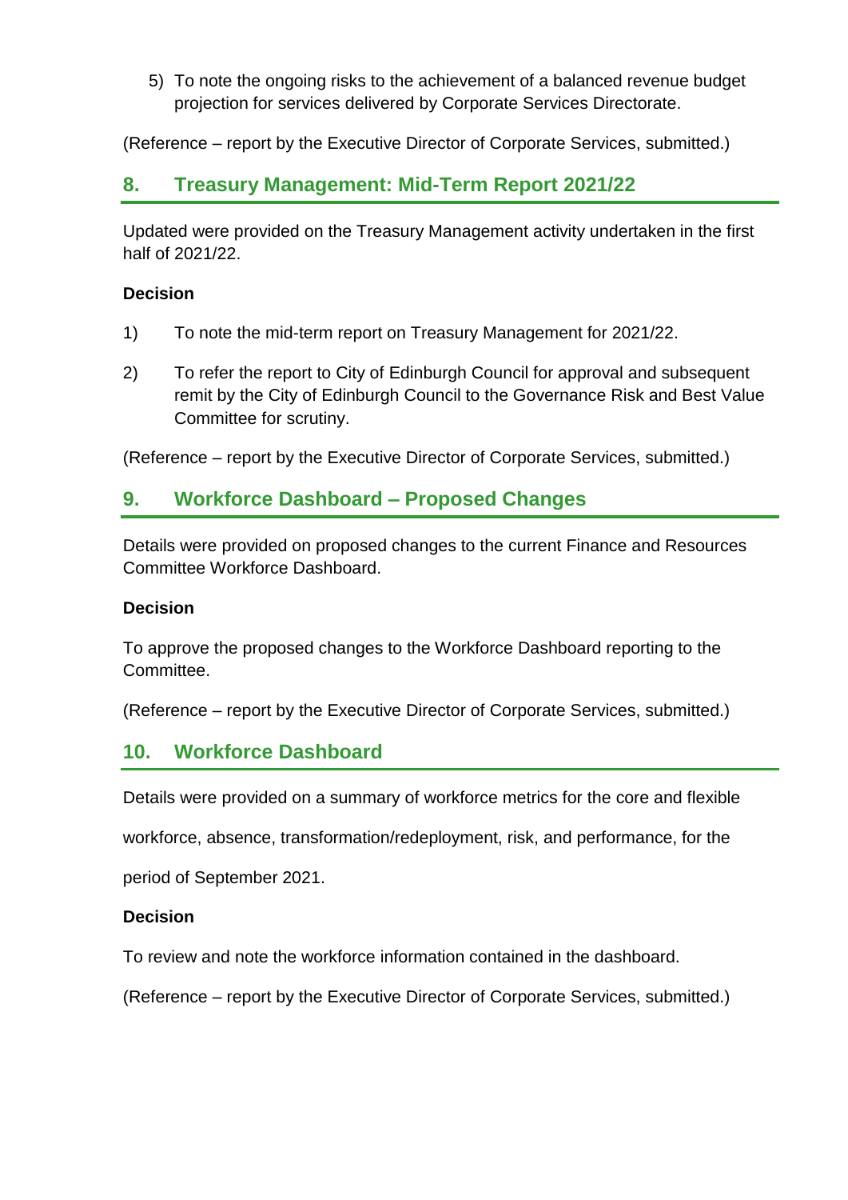5) To note the ongoing risks to the achievement of a balanced revenue budget projection for services delivered by Corporate Services Directorate.

(Reference – report by the Executive Director of Corporate Services, submitted.)

## 8. Treasury Management: Mid-Term Report 2021/22

Updated were provided on the Treasury Management activity undertaken in the first half of 2021/22.

**Decision**

1) To note the mid-term report on Treasury Management for 2021/22.

2) To refer the report to City of Edinburgh Council for approval and subsequent remit by the City of Edinburgh Council to the Governance Risk and Best Value Committee for scrutiny.

(Reference – report by the Executive Director of Corporate Services, submitted.)

## 9. Workforce Dashboard – Proposed Changes

Details were provided on proposed changes to the current Finance and Resources Committee Workforce Dashboard.

**Decision**

To approve the proposed changes to the Workforce Dashboard reporting to the Committee.

(Reference – report by the Executive Director of Corporate Services, submitted.)

## 10. Workforce Dashboard

Details were provided on a summary of workforce metrics for the core and flexible workforce, absence, transformation/redeployment, risk, and performance, for the period of September 2021.

**Decision**

To review and note the workforce information contained in the dashboard.

(Reference – report by the Executive Director of Corporate Services, submitted.)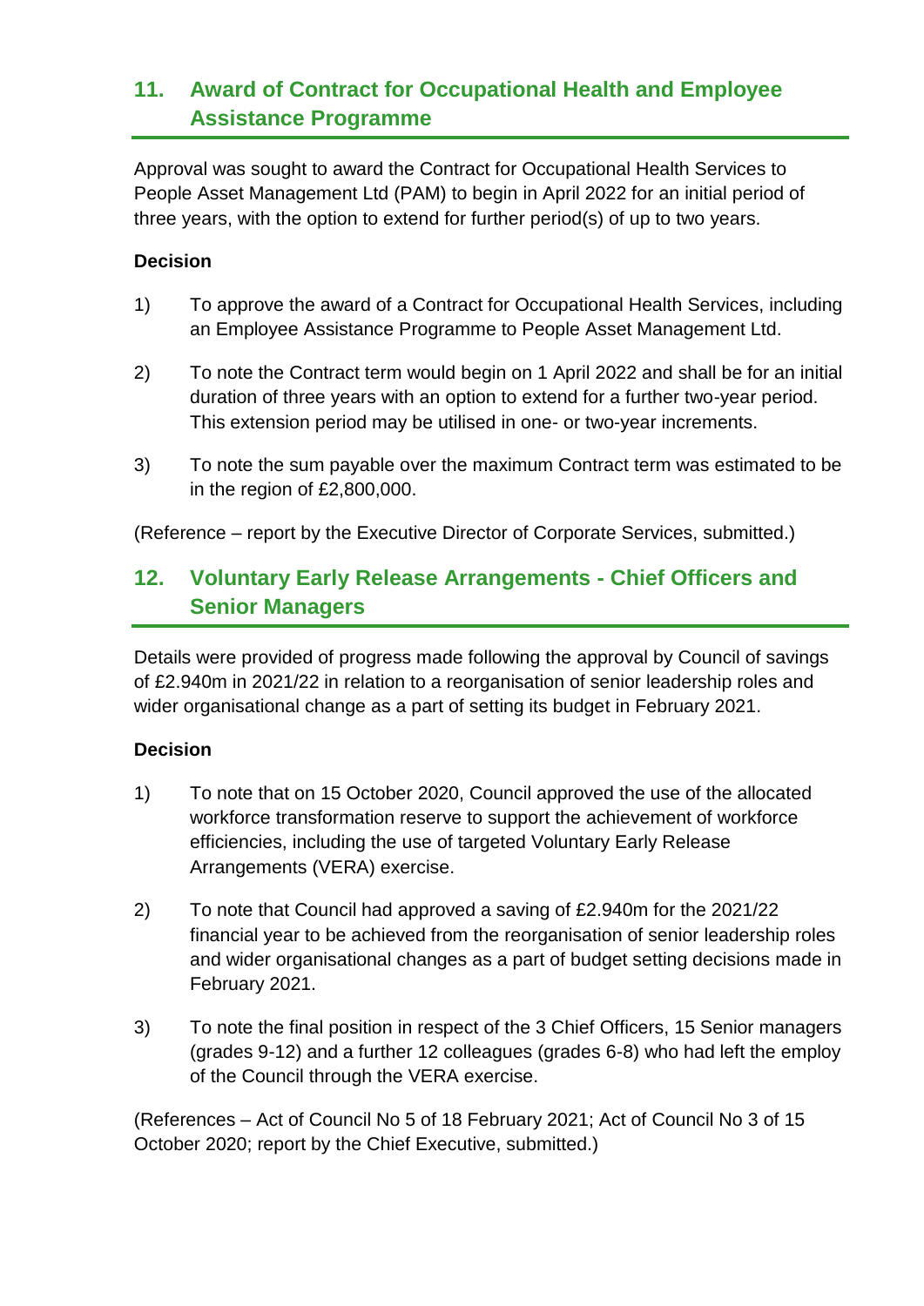## 11. Award of Contract for Occupational Health and Employee Assistance Programme

Approval was sought to award the Contract for Occupational Health Services to People Asset Management Ltd (PAM) to begin in April 2022 for an initial period of three years, with the option to extend for further period(s) of up to two years.

**Decision**

1) To approve the award of a Contract for Occupational Health Services, including an Employee Assistance Programme to People Asset Management Ltd.

2) To note the Contract term would begin on 1 April 2022 and shall be for an initial duration of three years with an option to extend for a further two-year period. This extension period may be utilised in one- or two-year increments.

3) To note the sum payable over the maximum Contract term was estimated to be in the region of £2,800,000.

(Reference – report by the Executive Director of Corporate Services, submitted.)

## 12. Voluntary Early Release Arrangements - Chief Officers and Senior Managers

Details were provided of progress made following the approval by Council of savings of £2.940m in 2021/22 in relation to a reorganisation of senior leadership roles and wider organisational change as a part of setting its budget in February 2021.

**Decision**

1) To note that on 15 October 2020, Council approved the use of the allocated workforce transformation reserve to support the achievement of workforce efficiencies, including the use of targeted Voluntary Early Release Arrangements (VERA) exercise.

2) To note that Council had approved a saving of £2.940m for the 2021/22 financial year to be achieved from the reorganisation of senior leadership roles and wider organisational changes as a part of budget setting decisions made in February 2021.

3) To note the final position in respect of the 3 Chief Officers, 15 Senior managers (grades 9-12) and a further 12 colleagues (grades 6-8) who had left the employ of the Council through the VERA exercise.

(References – Act of Council No 5 of 18 February 2021; Act of Council No 3 of 15 October 2020; report by the Chief Executive, submitted.)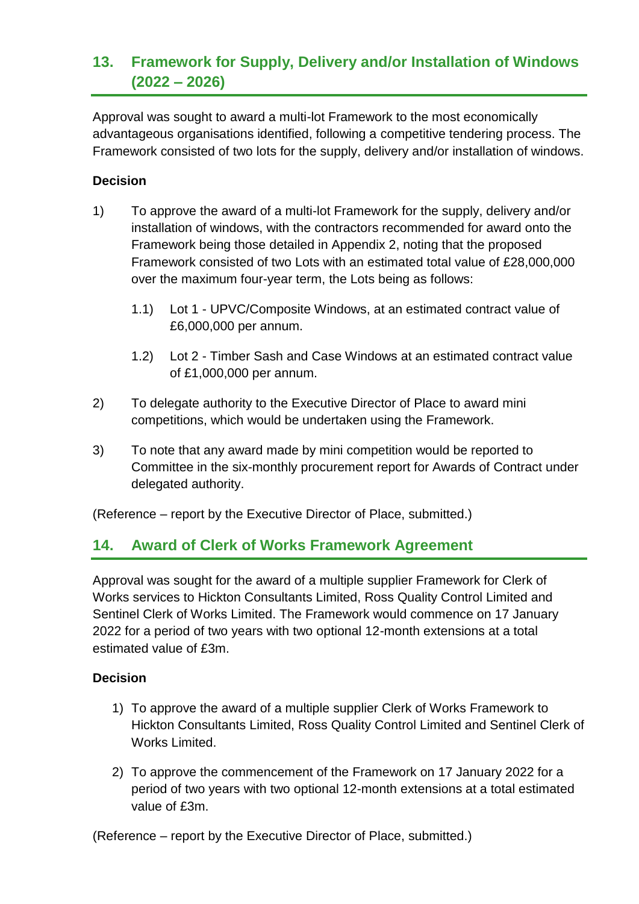## 13. Framework for Supply, Delivery and/or Installation of Windows (2022 – 2026)

Approval was sought to award a multi-lot Framework to the most economically advantageous organisations identified, following a competitive tendering process. The Framework consisted of two lots for the supply, delivery and/or installation of windows.

**Decision**

1) To approve the award of a multi-lot Framework for the supply, delivery and/or installation of windows, with the contractors recommended for award onto the Framework being those detailed in Appendix 2, noting that the proposed Framework consisted of two Lots with an estimated total value of £28,000,000 over the maximum four-year term, the Lots being as follows:

   1.1) Lot 1 - UPVC/Composite Windows, at an estimated contract value of £6,000,000 per annum.

   1.2) Lot 2 - Timber Sash and Case Windows at an estimated contract value of £1,000,000 per annum.

2) To delegate authority to the Executive Director of Place to award mini competitions, which would be undertaken using the Framework.

3) To note that any award made by mini competition would be reported to Committee in the six-monthly procurement report for Awards of Contract under delegated authority.

(Reference – report by the Executive Director of Place, submitted.)

## 14. Award of Clerk of Works Framework Agreement

Approval was sought for the award of a multiple supplier Framework for Clerk of Works services to Hickton Consultants Limited, Ross Quality Control Limited and Sentinel Clerk of Works Limited. The Framework would commence on 17 January 2022 for a period of two years with two optional 12-month extensions at a total estimated value of £3m.

**Decision**

1) To approve the award of a multiple supplier Clerk of Works Framework to Hickton Consultants Limited, Ross Quality Control Limited and Sentinel Clerk of Works Limited.

2) To approve the commencement of the Framework on 17 January 2022 for a period of two years with two optional 12-month extensions at a total estimated value of £3m.

(Reference – report by the Executive Director of Place, submitted.)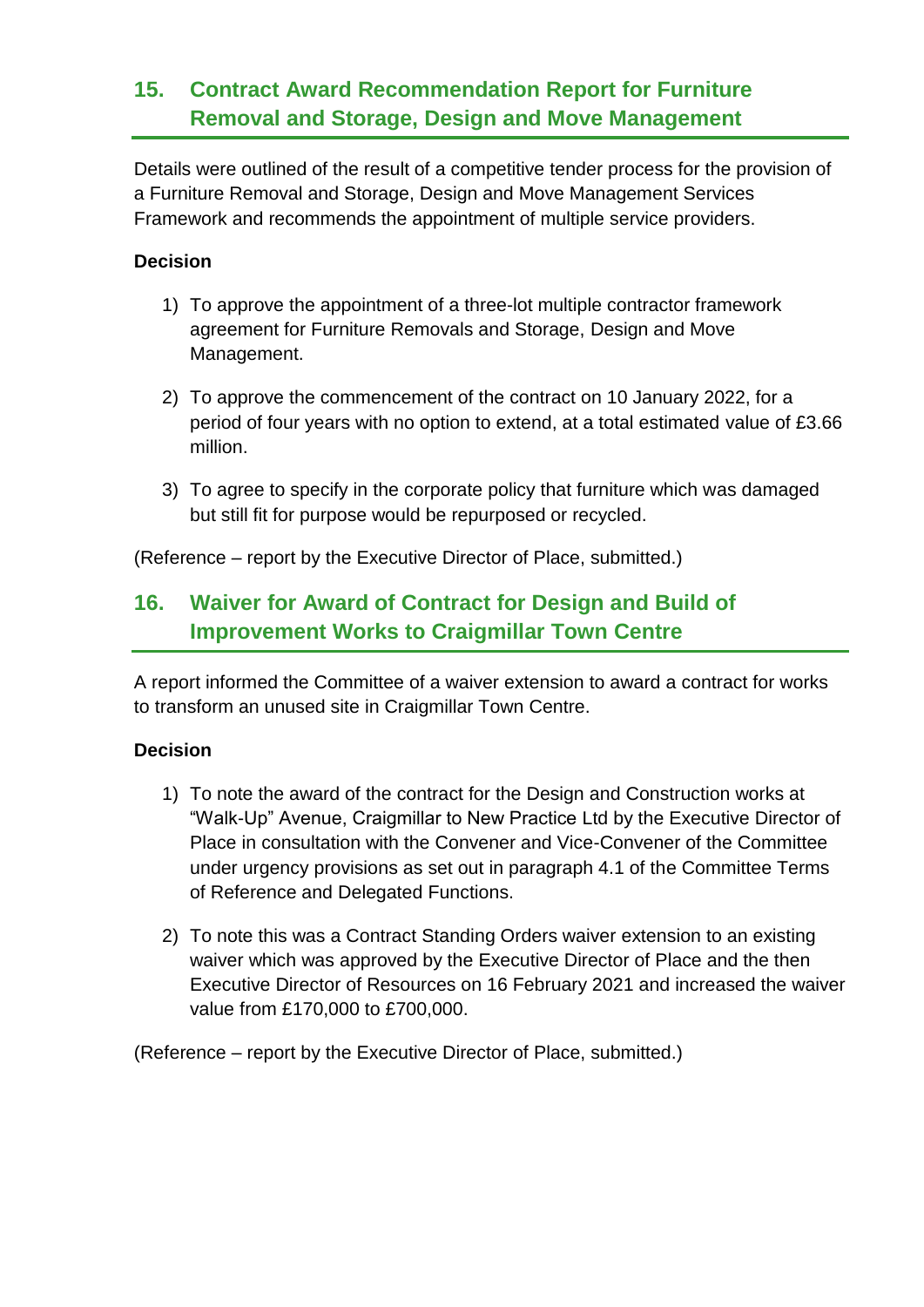## 15. Contract Award Recommendation Report for Furniture Removal and Storage, Design and Move Management

Details were outlined of the result of a competitive tender process for the provision of a Furniture Removal and Storage, Design and Move Management Services Framework and recommends the appointment of multiple service providers.

**Decision**

1) To approve the appointment of a three-lot multiple contractor framework agreement for Furniture Removals and Storage, Design and Move Management.

2) To approve the commencement of the contract on 10 January 2022, for a period of four years with no option to extend, at a total estimated value of £3.66 million.

3) To agree to specify in the corporate policy that furniture which was damaged but still fit for purpose would be repurposed or recycled.

(Reference – report by the Executive Director of Place, submitted.)

## 16. Waiver for Award of Contract for Design and Build of Improvement Works to Craigmillar Town Centre

A report informed the Committee of a waiver extension to award a contract for works to transform an unused site in Craigmillar Town Centre.

**Decision**

1) To note the award of the contract for the Design and Construction works at "Walk-Up" Avenue, Craigmillar to New Practice Ltd by the Executive Director of Place in consultation with the Convener and Vice-Convener of the Committee under urgency provisions as set out in paragraph 4.1 of the Committee Terms of Reference and Delegated Functions.

2) To note this was a Contract Standing Orders waiver extension to an existing waiver which was approved by the Executive Director of Place and the then Executive Director of Resources on 16 February 2021 and increased the waiver value from £170,000 to £700,000.

(Reference – report by the Executive Director of Place, submitted.)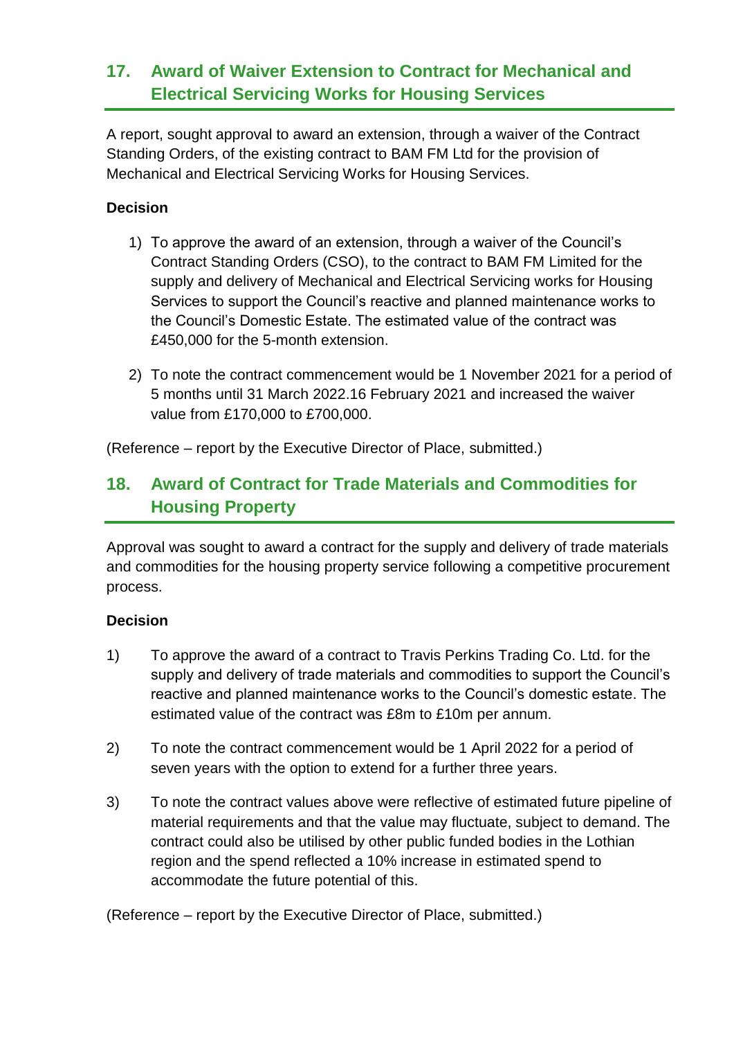## 17. Award of Waiver Extension to Contract for Mechanical and Electrical Servicing Works for Housing Services

A report, sought approval to award an extension, through a waiver of the Contract Standing Orders, of the existing contract to BAM FM Ltd for the provision of Mechanical and Electrical Servicing Works for Housing Services.

**Decision**

1) To approve the award of an extension, through a waiver of the Council's Contract Standing Orders (CSO), to the contract to BAM FM Limited for the supply and delivery of Mechanical and Electrical Servicing works for Housing Services to support the Council's reactive and planned maintenance works to the Council's Domestic Estate. The estimated value of the contract was £450,000 for the 5-month extension.

2) To note the contract commencement would be 1 November 2021 for a period of 5 months until 31 March 2022.16 February 2021 and increased the waiver value from £170,000 to £700,000.

(Reference – report by the Executive Director of Place, submitted.)

## 18. Award of Contract for Trade Materials and Commodities for Housing Property

Approval was sought to award a contract for the supply and delivery of trade materials and commodities for the housing property service following a competitive procurement process.

**Decision**

1) To approve the award of a contract to Travis Perkins Trading Co. Ltd. for the supply and delivery of trade materials and commodities to support the Council's reactive and planned maintenance works to the Council's domestic estate. The estimated value of the contract was £8m to £10m per annum.

2) To note the contract commencement would be 1 April 2022 for a period of seven years with the option to extend for a further three years.

3) To note the contract values above were reflective of estimated future pipeline of material requirements and that the value may fluctuate, subject to demand. The contract could also be utilised by other public funded bodies in the Lothian region and the spend reflected a 10% increase in estimated spend to accommodate the future potential of this.

(Reference – report by the Executive Director of Place, submitted.)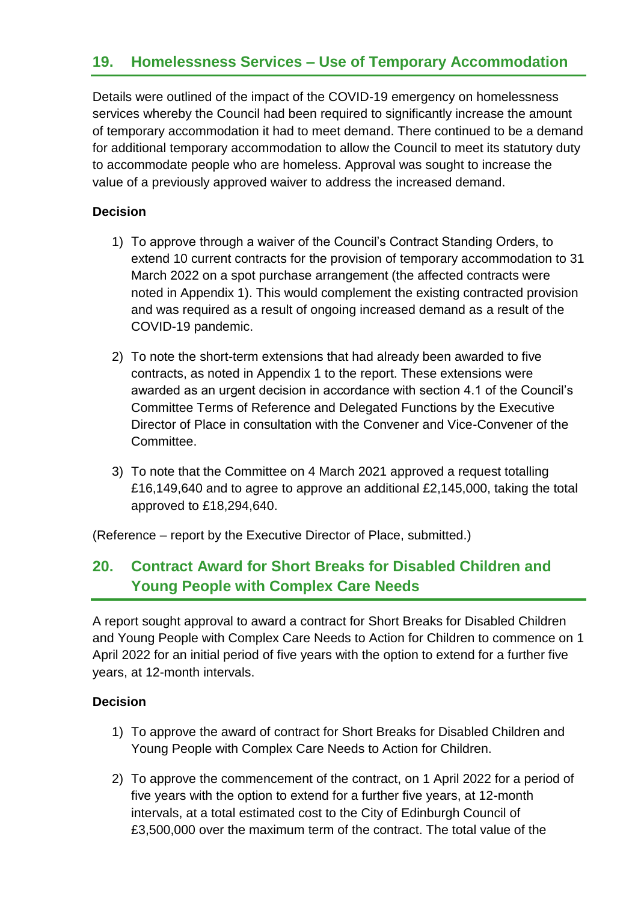## 19. Homelessness Services – Use of Temporary Accommodation

Details were outlined of the impact of the COVID-19 emergency on homelessness services whereby the Council had been required to significantly increase the amount of temporary accommodation it had to meet demand. There continued to be a demand for additional temporary accommodation to allow the Council to meet its statutory duty to accommodate people who are homeless. Approval was sought to increase the value of a previously approved waiver to address the increased demand.

**Decision**

1) To approve through a waiver of the Council's Contract Standing Orders, to extend 10 current contracts for the provision of temporary accommodation to 31 March 2022 on a spot purchase arrangement (the affected contracts were noted in Appendix 1). This would complement the existing contracted provision and was required as a result of ongoing increased demand as a result of the COVID-19 pandemic.

2) To note the short-term extensions that had already been awarded to five contracts, as noted in Appendix 1 to the report. These extensions were awarded as an urgent decision in accordance with section 4.1 of the Council's Committee Terms of Reference and Delegated Functions by the Executive Director of Place in consultation with the Convener and Vice-Convener of the Committee.

3) To note that the Committee on 4 March 2021 approved a request totalling £16,149,640 and to agree to approve an additional £2,145,000, taking the total approved to £18,294,640.

(Reference – report by the Executive Director of Place, submitted.)

## 20. Contract Award for Short Breaks for Disabled Children and Young People with Complex Care Needs

A report sought approval to award a contract for Short Breaks for Disabled Children and Young People with Complex Care Needs to Action for Children to commence on 1 April 2022 for an initial period of five years with the option to extend for a further five years, at 12-month intervals.

**Decision**

1) To approve the award of contract for Short Breaks for Disabled Children and Young People with Complex Care Needs to Action for Children.

2) To approve the commencement of the contract, on 1 April 2022 for a period of five years with the option to extend for a further five years, at 12-month intervals, at a total estimated cost to the City of Edinburgh Council of £3,500,000 over the maximum term of the contract. The total value of the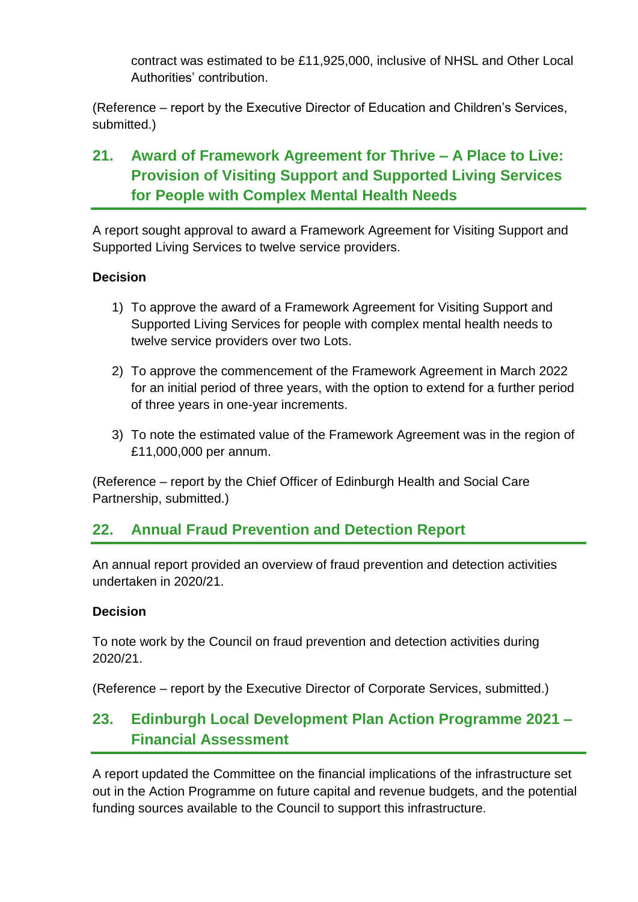contract was estimated to be £11,925,000, inclusive of NHSL and Other Local Authorities' contribution.

(Reference – report by the Executive Director of Education and Children's Services, submitted.)

## 21. Award of Framework Agreement for Thrive – A Place to Live: Provision of Visiting Support and Supported Living Services for People with Complex Mental Health Needs

A report sought approval to award a Framework Agreement for Visiting Support and Supported Living Services to twelve service providers.

**Decision**

1) To approve the award of a Framework Agreement for Visiting Support and Supported Living Services for people with complex mental health needs to twelve service providers over two Lots.

2) To approve the commencement of the Framework Agreement in March 2022 for an initial period of three years, with the option to extend for a further period of three years in one-year increments.

3) To note the estimated value of the Framework Agreement was in the region of £11,000,000 per annum.

(Reference – report by the Chief Officer of Edinburgh Health and Social Care Partnership, submitted.)

## 22. Annual Fraud Prevention and Detection Report

An annual report provided an overview of fraud prevention and detection activities undertaken in 2020/21.

**Decision**

To note work by the Council on fraud prevention and detection activities during 2020/21.

(Reference – report by the Executive Director of Corporate Services, submitted.)

## 23. Edinburgh Local Development Plan Action Programme 2021 – Financial Assessment

A report updated the Committee on the financial implications of the infrastructure set out in the Action Programme on future capital and revenue budgets, and the potential funding sources available to the Council to support this infrastructure.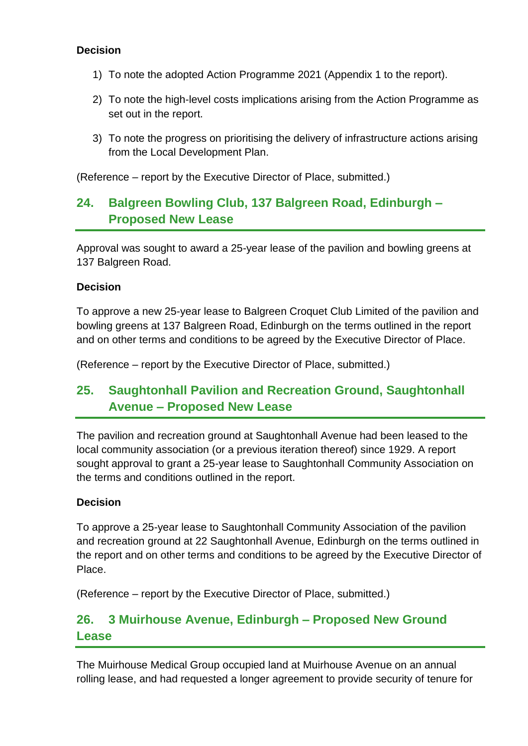**Decision**

1) To note the adopted Action Programme 2021 (Appendix 1 to the report).

2) To note the high-level costs implications arising from the Action Programme as set out in the report.

3) To note the progress on prioritising the delivery of infrastructure actions arising from the Local Development Plan.

(Reference – report by the Executive Director of Place, submitted.)

## 24. Balgreen Bowling Club, 137 Balgreen Road, Edinburgh – Proposed New Lease

Approval was sought to award a 25-year lease of the pavilion and bowling greens at 137 Balgreen Road.

**Decision**

To approve a new 25-year lease to Balgreen Croquet Club Limited of the pavilion and bowling greens at 137 Balgreen Road, Edinburgh on the terms outlined in the report and on other terms and conditions to be agreed by the Executive Director of Place.

(Reference – report by the Executive Director of Place, submitted.)

## 25. Saughtonhall Pavilion and Recreation Ground, Saughtonhall Avenue – Proposed New Lease

The pavilion and recreation ground at Saughtonhall Avenue had been leased to the local community association (or a previous iteration thereof) since 1929. A report sought approval to grant a 25-year lease to Saughtonhall Community Association on the terms and conditions outlined in the report.

**Decision**

To approve a 25-year lease to Saughtonhall Community Association of the pavilion and recreation ground at 22 Saughtonhall Avenue, Edinburgh on the terms outlined in the report and on other terms and conditions to be agreed by the Executive Director of Place.

(Reference – report by the Executive Director of Place, submitted.)

## 26. 3 Muirhouse Avenue, Edinburgh – Proposed New Ground Lease

The Muirhouse Medical Group occupied land at Muirhouse Avenue on an annual rolling lease, and had requested a longer agreement to provide security of tenure for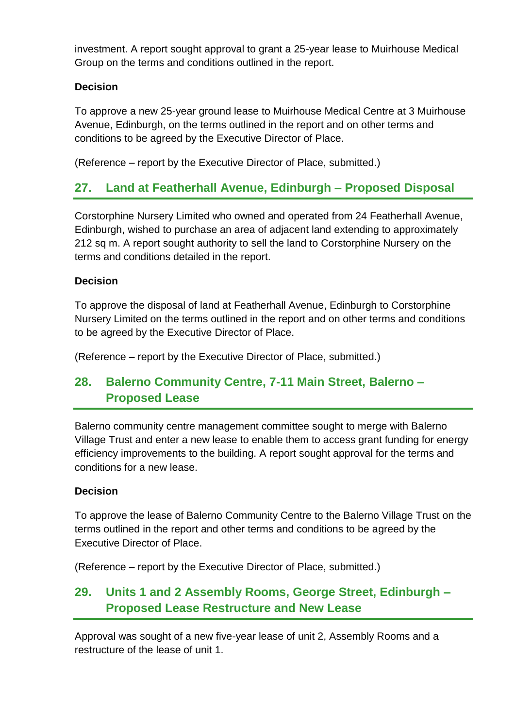investment. A report sought approval to grant a 25-year lease to Muirhouse Medical Group on the terms and conditions outlined in the report.

**Decision**

To approve a new 25-year ground lease to Muirhouse Medical Centre at 3 Muirhouse Avenue, Edinburgh, on the terms outlined in the report and on other terms and conditions to be agreed by the Executive Director of Place.

(Reference – report by the Executive Director of Place, submitted.)

## 27. Land at Featherhall Avenue, Edinburgh – Proposed Disposal

Corstorphine Nursery Limited who owned and operated from 24 Featherhall Avenue, Edinburgh, wished to purchase an area of adjacent land extending to approximately 212 sq m. A report sought authority to sell the land to Corstorphine Nursery on the terms and conditions detailed in the report.

**Decision**

To approve the disposal of land at Featherhall Avenue, Edinburgh to Corstorphine Nursery Limited on the terms outlined in the report and on other terms and conditions to be agreed by the Executive Director of Place.

(Reference – report by the Executive Director of Place, submitted.)

## 28. Balerno Community Centre, 7-11 Main Street, Balerno – Proposed Lease

Balerno community centre management committee sought to merge with Balerno Village Trust and enter a new lease to enable them to access grant funding for energy efficiency improvements to the building. A report sought approval for the terms and conditions for a new lease.

**Decision**

To approve the lease of Balerno Community Centre to the Balerno Village Trust on the terms outlined in the report and other terms and conditions to be agreed by the Executive Director of Place.

(Reference – report by the Executive Director of Place, submitted.)

## 29. Units 1 and 2 Assembly Rooms, George Street, Edinburgh – Proposed Lease Restructure and New Lease

Approval was sought of a new five-year lease of unit 2, Assembly Rooms and a restructure of the lease of unit 1.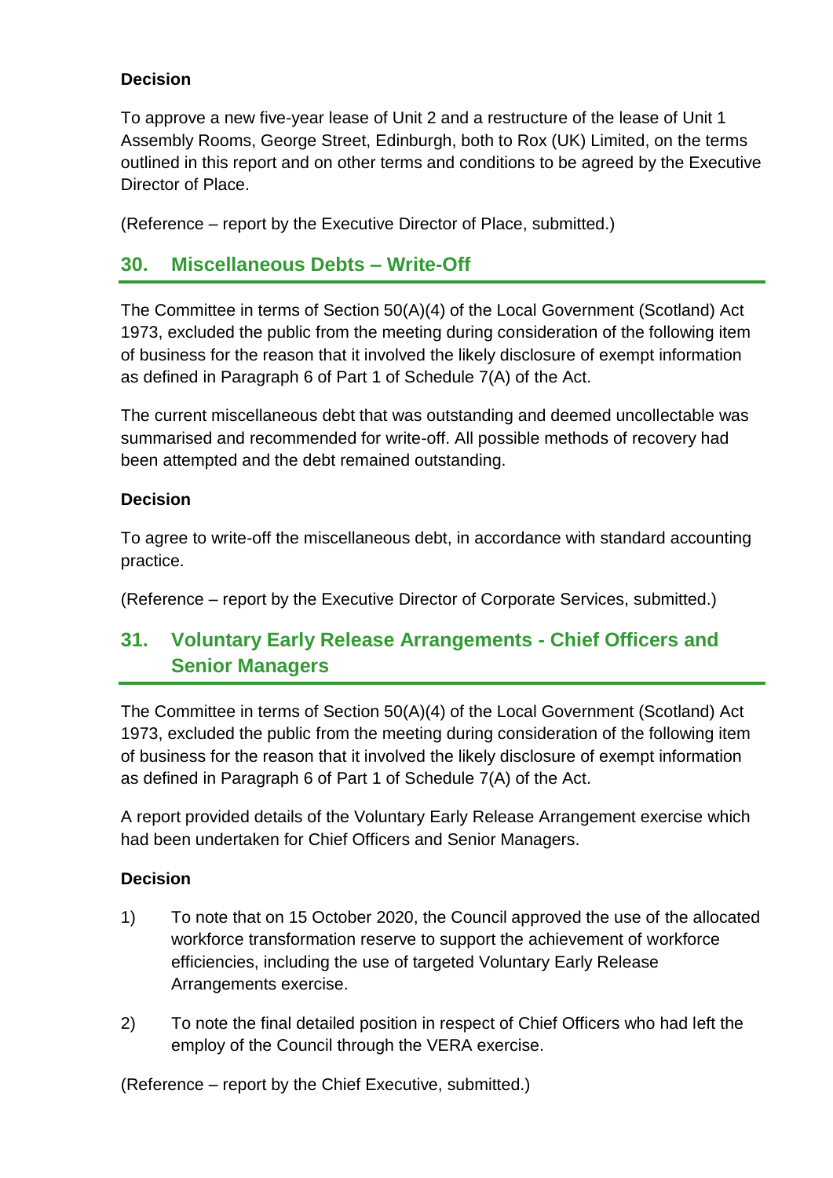**Decision**

To approve a new five-year lease of Unit 2 and a restructure of the lease of Unit 1 Assembly Rooms, George Street, Edinburgh, both to Rox (UK) Limited, on the terms outlined in this report and on other terms and conditions to be agreed by the Executive Director of Place.

(Reference – report by the Executive Director of Place, submitted.)

## 30. Miscellaneous Debts – Write-Off

The Committee in terms of Section 50(A)(4) of the Local Government (Scotland) Act 1973, excluded the public from the meeting during consideration of the following item of business for the reason that it involved the likely disclosure of exempt information as defined in Paragraph 6 of Part 1 of Schedule 7(A) of the Act.

The current miscellaneous debt that was outstanding and deemed uncollectable was summarised and recommended for write-off. All possible methods of recovery had been attempted and the debt remained outstanding.

**Decision**

To agree to write-off the miscellaneous debt, in accordance with standard accounting practice.

(Reference – report by the Executive Director of Corporate Services, submitted.)

## 31. Voluntary Early Release Arrangements - Chief Officers and Senior Managers

The Committee in terms of Section 50(A)(4) of the Local Government (Scotland) Act 1973, excluded the public from the meeting during consideration of the following item of business for the reason that it involved the likely disclosure of exempt information as defined in Paragraph 6 of Part 1 of Schedule 7(A) of the Act.

A report provided details of the Voluntary Early Release Arrangement exercise which had been undertaken for Chief Officers and Senior Managers.

**Decision**

1) To note that on 15 October 2020, the Council approved the use of the allocated workforce transformation reserve to support the achievement of workforce efficiencies, including the use of targeted Voluntary Early Release Arrangements exercise.

2) To note the final detailed position in respect of Chief Officers who had left the employ of the Council through the VERA exercise.

(Reference – report by the Chief Executive, submitted.)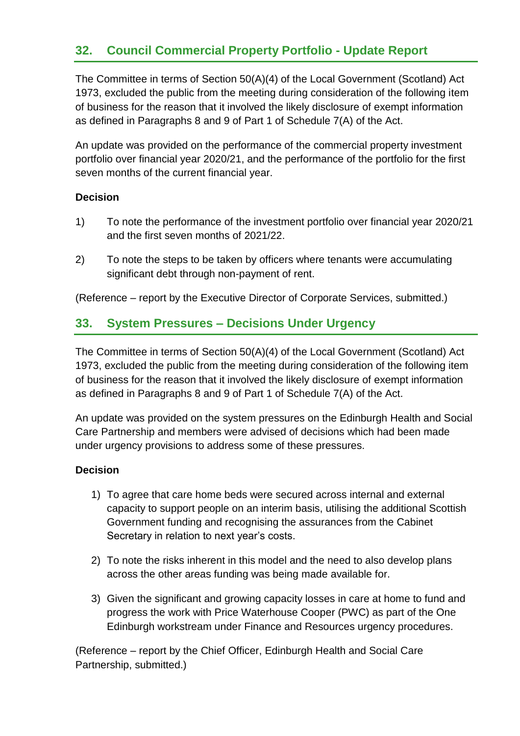## 32. Council Commercial Property Portfolio - Update Report

The Committee in terms of Section 50(A)(4) of the Local Government (Scotland) Act 1973, excluded the public from the meeting during consideration of the following item of business for the reason that it involved the likely disclosure of exempt information as defined in Paragraphs 8 and 9 of Part 1 of Schedule 7(A) of the Act.

An update was provided on the performance of the commercial property investment portfolio over financial year 2020/21, and the performance of the portfolio for the first seven months of the current financial year.

**Decision**

1) To note the performance of the investment portfolio over financial year 2020/21 and the first seven months of 2021/22.

2) To note the steps to be taken by officers where tenants were accumulating significant debt through non-payment of rent.

(Reference – report by the Executive Director of Corporate Services, submitted.)

## 33. System Pressures – Decisions Under Urgency

The Committee in terms of Section 50(A)(4) of the Local Government (Scotland) Act 1973, excluded the public from the meeting during consideration of the following item of business for the reason that it involved the likely disclosure of exempt information as defined in Paragraphs 8 and 9 of Part 1 of Schedule 7(A) of the Act.

An update was provided on the system pressures on the Edinburgh Health and Social Care Partnership and members were advised of decisions which had been made under urgency provisions to address some of these pressures.

**Decision**

1) To agree that care home beds were secured across internal and external capacity to support people on an interim basis, utilising the additional Scottish Government funding and recognising the assurances from the Cabinet Secretary in relation to next year's costs.

2) To note the risks inherent in this model and the need to also develop plans across the other areas funding was being made available for.

3) Given the significant and growing capacity losses in care at home to fund and progress the work with Price Waterhouse Cooper (PWC) as part of the One Edinburgh workstream under Finance and Resources urgency procedures.

(Reference – report by the Chief Officer, Edinburgh Health and Social Care Partnership, submitted.)